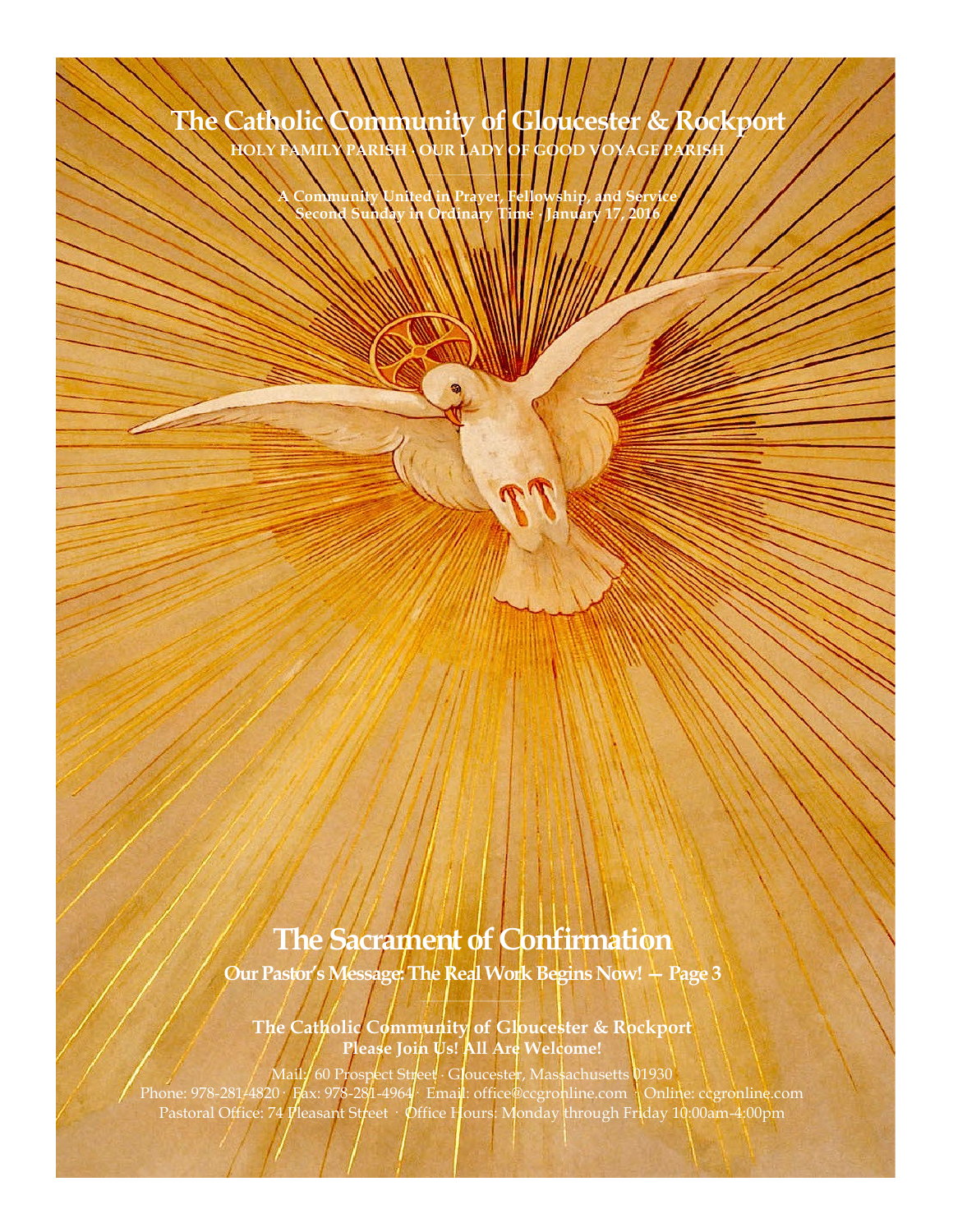# The Catholic Community of Gloucester & Rockport

**HOLY FAMILY PARISH · OUR LADY OF GOOD VOYAGE PARISH**

**A Community United in Prayer, Fellowship, and Service**
**Second Sunday in Ordinary Time · January 17, 2016**

## The Sacrament of Confirmation

**Our Pastor's Message: The Real Work Begins Now! — Page 3**

**The Catholic Community of Gloucester & Rockport**
**Please Join Us! All Are Welcome!**

Mail: 60 Prospect Street · Gloucester, Massachusetts 01930
Phone: 978-281-4820 · Fax: 978-281-4964 · Email: office@ccgronline.com · Online: ccgronline.com
Pastoral Office: 74 Pleasant Street · Office Hours: Monday through Friday 10:00am-4:00pm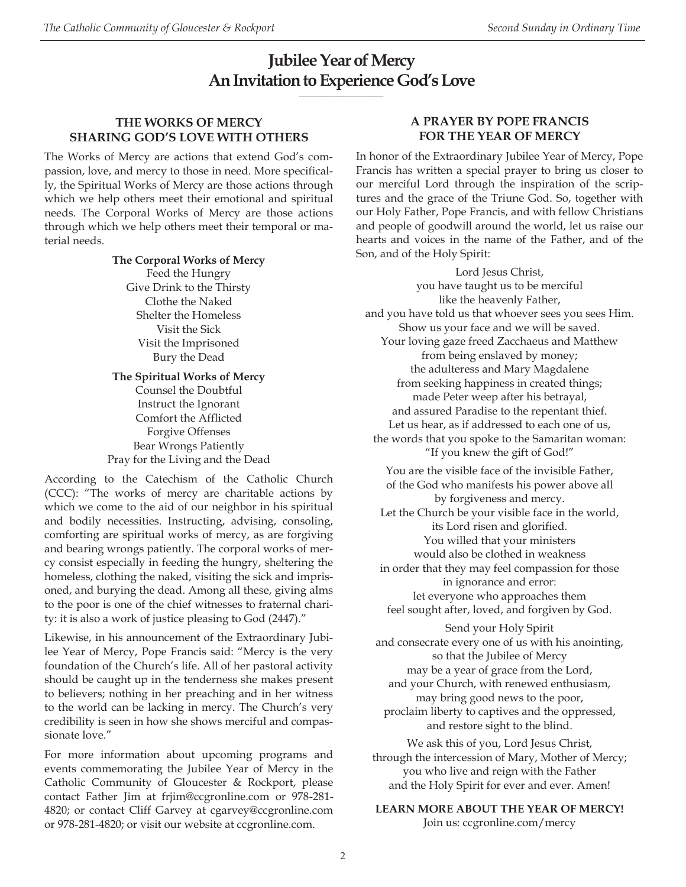# Jubilee Year of Mercy
# An Invitation to Experience God's Love

## THE WORKS OF MERCY SHARING GOD'S LOVE WITH OTHERS

The Works of Mercy are actions that extend God's compassion, love, and mercy to those in need. More specifically, the Spiritual Works of Mercy are those actions through which we help others meet their emotional and spiritual needs. The Corporal Works of Mercy are those actions through which we help others meet their temporal or material needs.

**The Corporal Works of Mercy**
Feed the Hungry
Give Drink to the Thirsty
Clothe the Naked
Shelter the Homeless
Visit the Sick
Visit the Imprisoned
Bury the Dead

**The Spiritual Works of Mercy**
Counsel the Doubtful
Instruct the Ignorant
Comfort the Afflicted
Forgive Offenses
Bear Wrongs Patiently
Pray for the Living and the Dead

According to the Catechism of the Catholic Church (CCC): "The works of mercy are charitable actions by which we come to the aid of our neighbor in his spiritual and bodily necessities. Instructing, advising, consoling, comforting are spiritual works of mercy, as are forgiving and bearing wrongs patiently. The corporal works of mercy consist especially in feeding the hungry, sheltering the homeless, clothing the naked, visiting the sick and imprisoned, and burying the dead. Among all these, giving alms to the poor is one of the chief witnesses to fraternal charity: it is also a work of justice pleasing to God (2447)."

Likewise, in his announcement of the Extraordinary Jubilee Year of Mercy, Pope Francis said: "Mercy is the very foundation of the Church's life. All of her pastoral activity should be caught up in the tenderness she makes present to believers; nothing in her preaching and in her witness to the world can be lacking in mercy. The Church's very credibility is seen in how she shows merciful and compassionate love."

For more information about upcoming programs and events commemorating the Jubilee Year of Mercy in the Catholic Community of Gloucester & Rockport, please contact Father Jim at frjim@ccgronline.com or 978-281-4820; or contact Cliff Garvey at cgarvey@ccgronline.com or 978-281-4820; or visit our website at ccgronline.com.

## A PRAYER BY POPE FRANCIS FOR THE YEAR OF MERCY

In honor of the Extraordinary Jubilee Year of Mercy, Pope Francis has written a special prayer to bring us closer to our merciful Lord through the inspiration of the scriptures and the grace of the Triune God. So, together with our Holy Father, Pope Francis, and with fellow Christians and people of goodwill around the world, let us raise our hearts and voices in the name of the Father, and of the Son, and of the Holy Spirit:

Lord Jesus Christ,
you have taught us to be merciful
like the heavenly Father,
and you have told us that whoever sees you sees Him.
Show us your face and we will be saved.
Your loving gaze freed Zacchaeus and Matthew
from being enslaved by money;
the adulteress and Mary Magdalene
from seeking happiness in created things;
made Peter weep after his betrayal,
and assured Paradise to the repentant thief.
Let us hear, as if addressed to each one of us,
the words that you spoke to the Samaritan woman:
"If you knew the gift of God!"

You are the visible face of the invisible Father,
of the God who manifests his power above all
by forgiveness and mercy.
Let the Church be your visible face in the world,
its Lord risen and glorified.
You willed that your ministers
would also be clothed in weakness
in order that they may feel compassion for those
in ignorance and error:
let everyone who approaches them
feel sought after, loved, and forgiven by God.

Send your Holy Spirit
and consecrate every one of us with his anointing,
so that the Jubilee of Mercy
may be a year of grace from the Lord,
and your Church, with renewed enthusiasm,
may bring good news to the poor,
proclaim liberty to captives and the oppressed,
and restore sight to the blind.

We ask this of you, Lord Jesus Christ,
through the intercession of Mary, Mother of Mercy;
you who live and reign with the Father
and the Holy Spirit for ever and ever. Amen!

**LEARN MORE ABOUT THE YEAR OF MERCY!**
Join us: ccgronline.com/mercy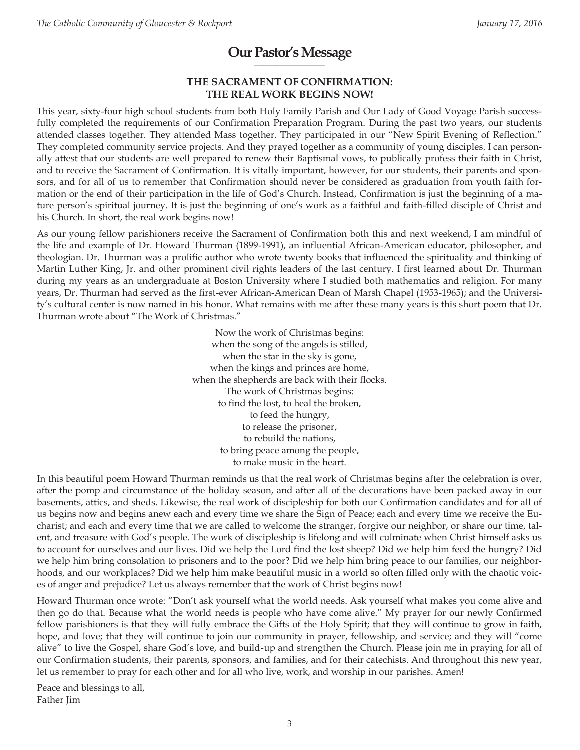# Our Pastor's Message

## THE SACRAMENT OF CONFIRMATION: THE REAL WORK BEGINS NOW!

This year, sixty-four high school students from both Holy Family Parish and Our Lady of Good Voyage Parish successfully completed the requirements of our Confirmation Preparation Program. During the past two years, our students attended classes together. They attended Mass together. They participated in our "New Spirit Evening of Reflection." They completed community service projects. And they prayed together as a community of young disciples. I can personally attest that our students are well prepared to renew their Baptismal vows, to publically profess their faith in Christ, and to receive the Sacrament of Confirmation. It is vitally important, however, for our students, their parents and sponsors, and for all of us to remember that Confirmation should never be considered as graduation from youth faith formation or the end of their participation in the life of God's Church. Instead, Confirmation is just the beginning of a mature person's spiritual journey. It is just the beginning of one's work as a faithful and faith-filled disciple of Christ and his Church. In short, the real work begins now!

As our young fellow parishioners receive the Sacrament of Confirmation both this and next weekend, I am mindful of the life and example of Dr. Howard Thurman (1899-1991), an influential African-American educator, philosopher, and theologian. Dr. Thurman was a prolific author who wrote twenty books that influenced the spirituality and thinking of Martin Luther King, Jr. and other prominent civil rights leaders of the last century. I first learned about Dr. Thurman during my years as an undergraduate at Boston University where I studied both mathematics and religion. For many years, Dr. Thurman had served as the first-ever African-American Dean of Marsh Chapel (1953-1965); and the University's cultural center is now named in his honor. What remains with me after these many years is this short poem that Dr. Thurman wrote about "The Work of Christmas."

Now the work of Christmas begins:  
when the song of the angels is stilled,  
when the star in the sky is gone,  
when the kings and princes are home,  
when the shepherds are back with their flocks.  
The work of Christmas begins:  
to find the lost, to heal the broken,  
to feed the hungry,  
to release the prisoner,  
to rebuild the nations,  
to bring peace among the people,  
to make music in the heart.

In this beautiful poem Howard Thurman reminds us that the real work of Christmas begins after the celebration is over, after the pomp and circumstance of the holiday season, and after all of the decorations have been packed away in our basements, attics, and sheds. Likewise, the real work of discipleship for both our Confirmation candidates and for all of us begins now and begins anew each and every time we share the Sign of Peace; each and every time we receive the Eucharist; and each and every time that we are called to welcome the stranger, forgive our neighbor, or share our time, talent, and treasure with God's people. The work of discipleship is lifelong and will culminate when Christ himself asks us to account for ourselves and our lives. Did we help the Lord find the lost sheep? Did we help him feed the hungry? Did we help him bring consolation to prisoners and to the poor? Did we help him bring peace to our families, our neighborhoods, and our workplaces? Did we help him make beautiful music in a world so often filled only with the chaotic voices of anger and prejudice? Let us always remember that the work of Christ begins now!

Howard Thurman once wrote: "Don't ask yourself what the world needs. Ask yourself what makes you come alive and then go do that. Because what the world needs is people who have come alive." My prayer for our newly Confirmed fellow parishioners is that they will fully embrace the Gifts of the Holy Spirit; that they will continue to grow in faith, hope, and love; that they will continue to join our community in prayer, fellowship, and service; and they will "come alive" to live the Gospel, share God's love, and build-up and strengthen the Church. Please join me in praying for all of our Confirmation students, their parents, sponsors, and families, and for their catechists. And throughout this new year, let us remember to pray for each other and for all who live, work, and worship in our parishes. Amen!

Peace and blessings to all,  
Father Jim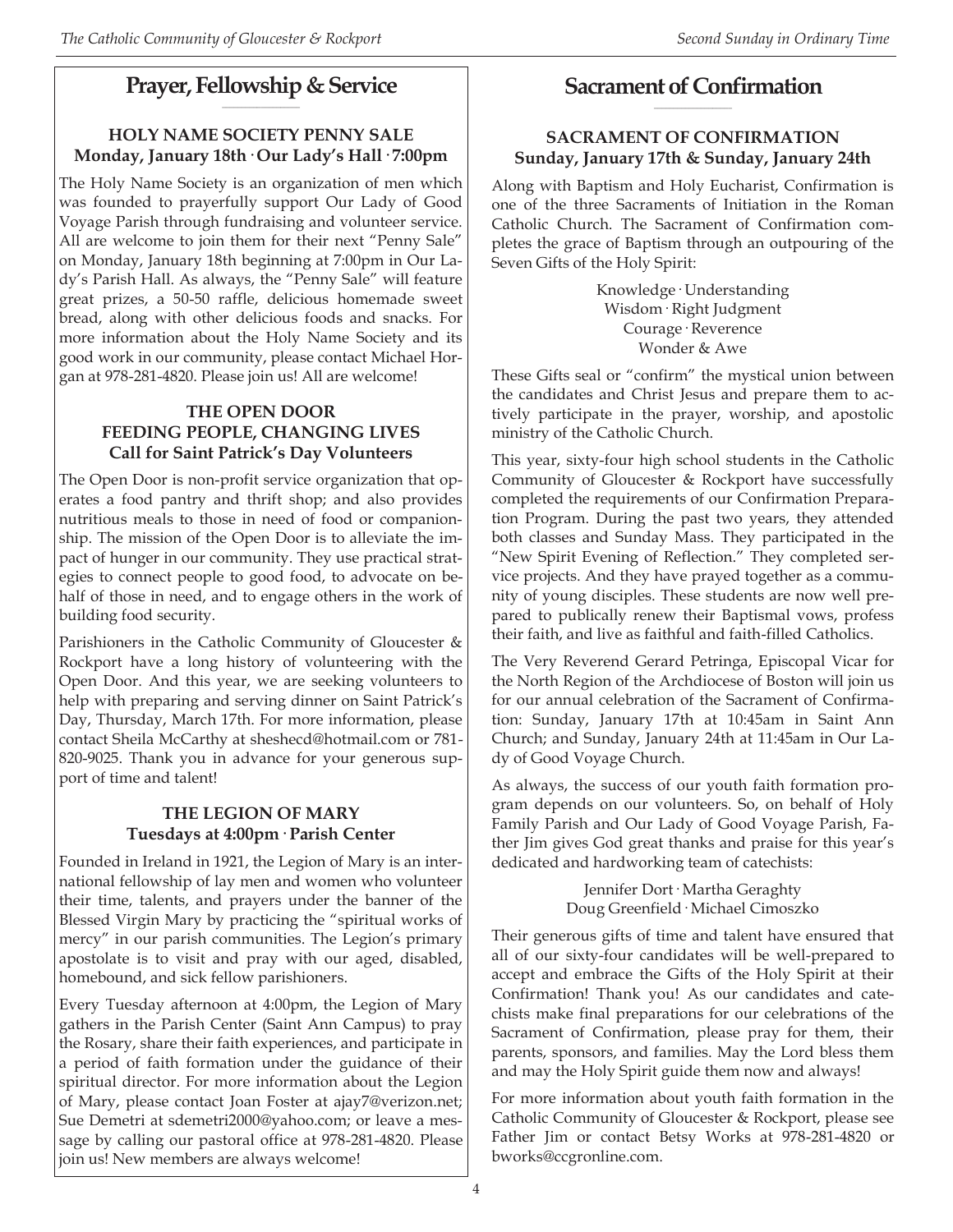## Prayer, Fellowship & Service

### HOLY NAME SOCIETY PENNY SALE
**Monday, January 18th · Our Lady's Hall · 7:00pm**

The Holy Name Society is an organization of men which was founded to prayerfully support Our Lady of Good Voyage Parish through fundraising and volunteer service. All are welcome to join them for their next "Penny Sale" on Monday, January 18th beginning at 7:00pm in Our Lady's Parish Hall. As always, the "Penny Sale" will feature great prizes, a 50-50 raffle, delicious homemade sweet bread, along with other delicious foods and snacks. For more information about the Holy Name Society and its good work in our community, please contact Michael Horgan at 978-281-4820. Please join us! All are welcome!

### THE OPEN DOOR
### FEEDING PEOPLE, CHANGING LIVES
**Call for Saint Patrick's Day Volunteers**

The Open Door is non-profit service organization that operates a food pantry and thrift shop; and also provides nutritious meals to those in need of food or companionship. The mission of the Open Door is to alleviate the impact of hunger in our community. They use practical strategies to connect people to good food, to advocate on behalf of those in need, and to engage others in the work of building food security.

Parishioners in the Catholic Community of Gloucester & Rockport have a long history of volunteering with the Open Door. And this year, we are seeking volunteers to help with preparing and serving dinner on Saint Patrick's Day, Thursday, March 17th. For more information, please contact Sheila McCarthy at sheshecd@hotmail.com or 781-820-9025. Thank you in advance for your generous support of time and talent!

### THE LEGION OF MARY
**Tuesdays at 4:00pm · Parish Center**

Founded in Ireland in 1921, the Legion of Mary is an international fellowship of lay men and women who volunteer their time, talents, and prayers under the banner of the Blessed Virgin Mary by practicing the "spiritual works of mercy" in our parish communities. The Legion's primary apostolate is to visit and pray with our aged, disabled, homebound, and sick fellow parishioners.

Every Tuesday afternoon at 4:00pm, the Legion of Mary gathers in the Parish Center (Saint Ann Campus) to pray the Rosary, share their faith experiences, and participate in a period of faith formation under the guidance of their spiritual director. For more information about the Legion of Mary, please contact Joan Foster at ajay7@verizon.net; Sue Demetri at sdemetri2000@yahoo.com; or leave a message by calling our pastoral office at 978-281-4820. Please join us! New members are always welcome!

## Sacrament of Confirmation

### SACRAMENT OF CONFIRMATION
**Sunday, January 17th & Sunday, January 24th**

Along with Baptism and Holy Eucharist, Confirmation is one of the three Sacraments of Initiation in the Roman Catholic Church. The Sacrament of Confirmation completes the grace of Baptism through an outpouring of the Seven Gifts of the Holy Spirit:

Knowledge · Understanding
Wisdom · Right Judgment
Courage · Reverence
Wonder & Awe

These Gifts seal or "confirm" the mystical union between the candidates and Christ Jesus and prepare them to actively participate in the prayer, worship, and apostolic ministry of the Catholic Church.

This year, sixty-four high school students in the Catholic Community of Gloucester & Rockport have successfully completed the requirements of our Confirmation Preparation Program. During the past two years, they attended both classes and Sunday Mass. They participated in the "New Spirit Evening of Reflection." They completed service projects. And they have prayed together as a community of young disciples. These students are now well prepared to publically renew their Baptismal vows, profess their faith, and live as faithful and faith-filled Catholics.

The Very Reverend Gerard Petringa, Episcopal Vicar for the North Region of the Archdiocese of Boston will join us for our annual celebration of the Sacrament of Confirmation: Sunday, January 17th at 10:45am in Saint Ann Church; and Sunday, January 24th at 11:45am in Our Lady of Good Voyage Church.

As always, the success of our youth faith formation program depends on our volunteers. So, on behalf of Holy Family Parish and Our Lady of Good Voyage Parish, Father Jim gives God great thanks and praise for this year's dedicated and hardworking team of catechists:

Jennifer Dort · Martha Geraghty
Doug Greenfield · Michael Cimoszko

Their generous gifts of time and talent have ensured that all of our sixty-four candidates will be well-prepared to accept and embrace the Gifts of the Holy Spirit at their Confirmation! Thank you! As our candidates and catechists make final preparations for our celebrations of the Sacrament of Confirmation, please pray for them, their parents, sponsors, and families. May the Lord bless them and may the Holy Spirit guide them now and always!

For more information about youth faith formation in the Catholic Community of Gloucester & Rockport, please see Father Jim or contact Betsy Works at 978-281-4820 or bworks@ccgronline.com.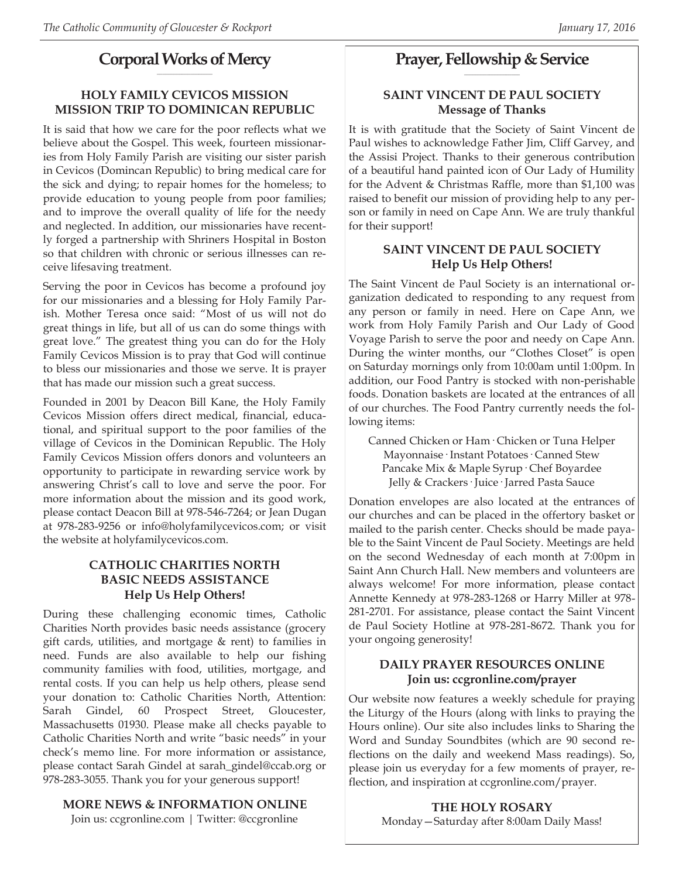## Corporal Works of Mercy

### HOLY FAMILY CEVICOS MISSION MISSION TRIP TO DOMINICAN REPUBLIC

It is said that how we care for the poor reflects what we believe about the Gospel. This week, fourteen missionaries from Holy Family Parish are visiting our sister parish in Cevicos (Domincan Republic) to bring medical care for the sick and dying; to repair homes for the homeless; to provide education to young people from poor families; and to improve the overall quality of life for the needy and neglected. In addition, our missionaries have recently forged a partnership with Shriners Hospital in Boston so that children with chronic or serious illnesses can receive lifesaving treatment.

Serving the poor in Cevicos has become a profound joy for our missionaries and a blessing for Holy Family Parish. Mother Teresa once said: "Most of us will not do great things in life, but all of us can do some things with great love." The greatest thing you can do for the Holy Family Cevicos Mission is to pray that God will continue to bless our missionaries and those we serve. It is prayer that has made our mission such a great success.

Founded in 2001 by Deacon Bill Kane, the Holy Family Cevicos Mission offers direct medical, financial, educational, and spiritual support to the poor families of the village of Cevicos in the Dominican Republic. The Holy Family Cevicos Mission offers donors and volunteers an opportunity to participate in rewarding service work by answering Christ's call to love and serve the poor. For more information about the mission and its good work, please contact Deacon Bill at 978-546-7264; or Jean Dugan at 978-283-9256 or info@holyfamilycevicos.com; or visit the website at holyfamilycevicos.com.

### CATHOLIC CHARITIES NORTH BASIC NEEDS ASSISTANCE Help Us Help Others!

During these challenging economic times, Catholic Charities North provides basic needs assistance (grocery gift cards, utilities, and mortgage & rent) to families in need. Funds are also available to help our fishing community families with food, utilities, mortgage, and rental costs. If you can help us help others, please send your donation to: Catholic Charities North, Attention: Sarah Gindel, 60 Prospect Street, Gloucester, Massachusetts 01930. Please make all checks payable to Catholic Charities North and write "basic needs" in your check's memo line. For more information or assistance, please contact Sarah Gindel at sarah_gindel@ccab.org or 978-283-3055. Thank you for your generous support!

### MORE NEWS & INFORMATION ONLINE

Join us: ccgronline.com | Twitter: @ccgronline

## Prayer, Fellowship & Service

### SAINT VINCENT DE PAUL SOCIETY Message of Thanks

It is with gratitude that the Society of Saint Vincent de Paul wishes to acknowledge Father Jim, Cliff Garvey, and the Assisi Project. Thanks to their generous contribution of a beautiful hand painted icon of Our Lady of Humility for the Advent & Christmas Raffle, more than $1,100 was raised to benefit our mission of providing help to any person or family in need on Cape Ann. We are truly thankful for their support!

### SAINT VINCENT DE PAUL SOCIETY Help Us Help Others!

The Saint Vincent de Paul Society is an international organization dedicated to responding to any request from any person or family in need. Here on Cape Ann, we work from Holy Family Parish and Our Lady of Good Voyage Parish to serve the poor and needy on Cape Ann. During the winter months, our "Clothes Closet" is open on Saturday mornings only from 10:00am until 1:00pm. In addition, our Food Pantry is stocked with non-perishable foods. Donation baskets are located at the entrances of all of our churches. The Food Pantry currently needs the following items:

Canned Chicken or Ham · Chicken or Tuna Helper
Mayonnaise · Instant Potatoes · Canned Stew
Pancake Mix & Maple Syrup · Chef Boyardee
Jelly & Crackers · Juice · Jarred Pasta Sauce

Donation envelopes are also located at the entrances of our churches and can be placed in the offertory basket or mailed to the parish center. Checks should be made payable to the Saint Vincent de Paul Society. Meetings are held on the second Wednesday of each month at 7:00pm in Saint Ann Church Hall. New members and volunteers are always welcome! For more information, please contact Annette Kennedy at 978-283-1268 or Harry Miller at 978-281-2701. For assistance, please contact the Saint Vincent de Paul Society Hotline at 978-281-8672. Thank you for your ongoing generosity!

### DAILY PRAYER RESOURCES ONLINE Join us: ccgronline.com/prayer

Our website now features a weekly schedule for praying the Liturgy of the Hours (along with links to praying the Hours online). Our site also includes links to Sharing the Word and Sunday Soundbites (which are 90 second reflections on the daily and weekend Mass readings). So, please join us everyday for a few moments of prayer, reflection, and inspiration at ccgronline.com/prayer.

### THE HOLY ROSARY

Monday—Saturday after 8:00am Daily Mass!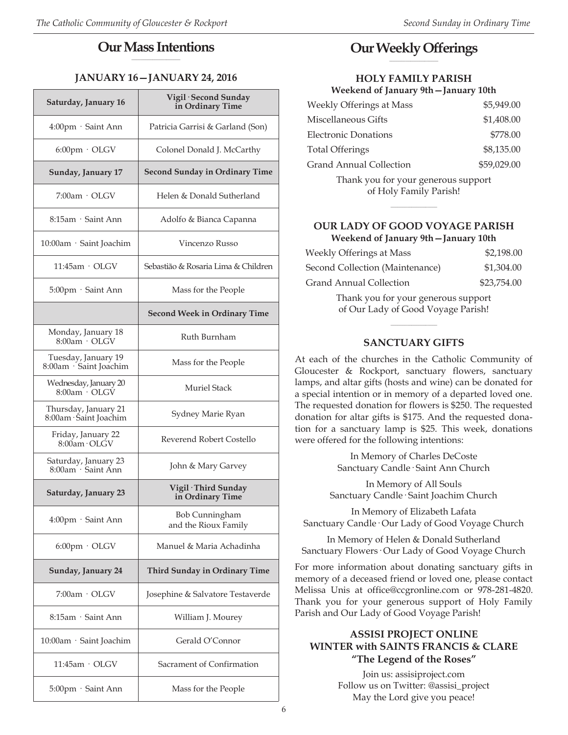## Our Mass Intentions

### JANUARY 16—JANUARY 24, 2016

| | |
|---|---|
| **Saturday, January 16** | **Vigil · Second Sunday in Ordinary Time** |
| 4:00pm · Saint Ann | Patricia Garrisi & Garland (Son) |
| 6:00pm · OLGV | Colonel Donald J. McCarthy |
| **Sunday, January 17** | **Second Sunday in Ordinary Time** |
| 7:00am · OLGV | Helen & Donald Sutherland |
| 8:15am · Saint Ann | Adolfo & Bianca Capanna |
| 10:00am · Saint Joachim | Vincenzo Russo |
| 11:45am · OLGV | Sebastião & Rosaria Lima & Children |
| 5:00pm · Saint Ann | Mass for the People |
| | **Second Week in Ordinary Time** |
| Monday, January 18 8:00am · OLGV | Ruth Burnham |
| Tuesday, January 19 8:00am · Saint Joachim | Mass for the People |
| Wednesday, January 20 8:00am · OLGV | Muriel Stack |
| Thursday, January 21 8:00am · Saint Joachim | Sydney Marie Ryan |
| Friday, January 22 8:00am · OLGV | Reverend Robert Costello |
| Saturday, January 23 8:00am · Saint Ann | John & Mary Garvey |
| **Saturday, January 23** | **Vigil · Third Sunday in Ordinary Time** |
| 4:00pm · Saint Ann | Bob Cunningham and the Rioux Family |
| 6:00pm · OLGV | Manuel & Maria Achadinha |
| **Sunday, January 24** | **Third Sunday in Ordinary Time** |
| 7:00am · OLGV | Josephine & Salvatore Testaverde |
| 8:15am · Saint Ann | William J. Mourey |
| 10:00am · Saint Joachim | Gerald O'Connor |
| 11:45am · OLGV | Sacrament of Confirmation |
| 5:00pm · Saint Ann | Mass for the People |

## Our Weekly Offerings

### HOLY FAMILY PARISH

**Weekend of January 9th—January 10th**

| | |
|---|---|
| Weekly Offerings at Mass | $5,949.00 |
| Miscellaneous Gifts | $1,408.00 |
| Electronic Donations | $778.00 |
| Total Offerings | $8,135.00 |
| Grand Annual Collection | $59,029.00 |

Thank you for your generous support of Holy Family Parish!

### OUR LADY OF GOOD VOYAGE PARISH

**Weekend of January 9th—January 10th**

| | |
|---|---|
| Weekly Offerings at Mass | $2,198.00 |
| Second Collection (Maintenance) | $1,304.00 |
| Grand Annual Collection | $23,754.00 |

Thank you for your generous support of Our Lady of Good Voyage Parish!

### SANCTUARY GIFTS

At each of the churches in the Catholic Community of Gloucester & Rockport, sanctuary flowers, sanctuary lamps, and altar gifts (hosts and wine) can be donated for a special intention or in memory of a departed loved one. The requested donation for flowers is $250. The requested donation for altar gifts is $175. And the requested donation for a sanctuary lamp is $25. This week, donations were offered for the following intentions:

In Memory of Charles DeCoste
Sanctuary Candle · Saint Ann Church

In Memory of All Souls
Sanctuary Candle · Saint Joachim Church

In Memory of Elizabeth Lafata
Sanctuary Candle · Our Lady of Good Voyage Church

In Memory of Helen & Donald Sutherland
Sanctuary Flowers · Our Lady of Good Voyage Church

For more information about donating sanctuary gifts in memory of a deceased friend or loved one, please contact Melissa Unis at office@ccgronline.com or 978-281-4820. Thank you for your generous support of Holy Family Parish and Our Lady of Good Voyage Parish!

### ASSISI PROJECT ONLINE
### WINTER with SAINTS FRANCIS & CLARE
### "The Legend of the Roses"

Join us: assisiproject.com
Follow us on Twitter: @assisi_project
May the Lord give you peace!